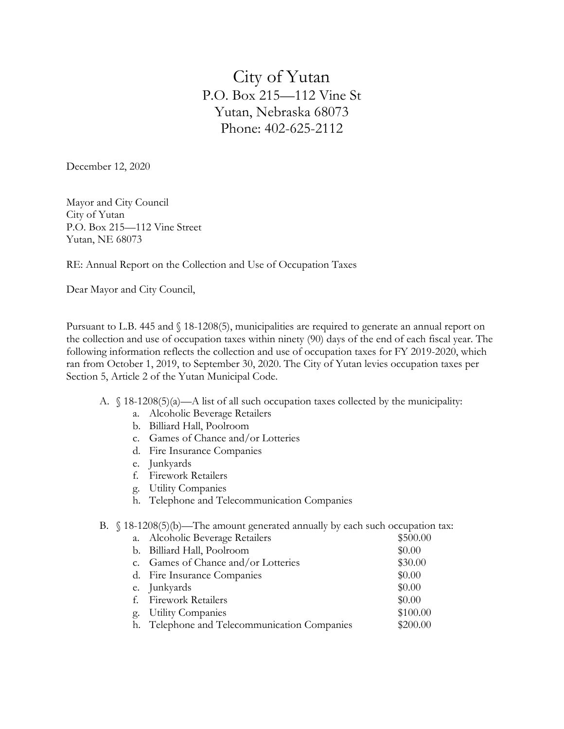# City of Yutan

P.O. Box 215—112 Vine St
Yutan, Nebraska 68073
Phone: 402-625-2112

December 12, 2020

Mayor and City Council
City of Yutan
P.O. Box 215—112 Vine Street
Yutan, NE 68073

RE: Annual Report on the Collection and Use of Occupation Taxes

Dear Mayor and City Council,

Pursuant to L.B. 445 and § 18-1208(5), municipalities are required to generate an annual report on the collection and use of occupation taxes within ninety (90) days of the end of each fiscal year. The following information reflects the collection and use of occupation taxes for FY 2019-2020, which ran from October 1, 2019, to September 30, 2020. The City of Yutan levies occupation taxes per Section 5, Article 2 of the Yutan Municipal Code.

A. § 18-1208(5)(a)—A list of all such occupation taxes collected by the municipality:
   a. Alcoholic Beverage Retailers
   b. Billiard Hall, Poolroom
   c. Games of Chance and/or Lotteries
   d. Fire Insurance Companies
   e. Junkyards
   f. Firework Retailers
   g. Utility Companies
   h. Telephone and Telecommunication Companies

B. § 18-1208(5)(b)—The amount generated annually by each such occupation tax:

| | | |
|---|---|---|
| a. | Alcoholic Beverage Retailers | $500.00 |
| b. | Billiard Hall, Poolroom | $0.00 |
| c. | Games of Chance and/or Lotteries | $30.00 |
| d. | Fire Insurance Companies | $0.00 |
| e. | Junkyards | $0.00 |
| f. | Firework Retailers | $0.00 |
| g. | Utility Companies | $100.00 |
| h. | Telephone and Telecommunication Companies | $200.00 |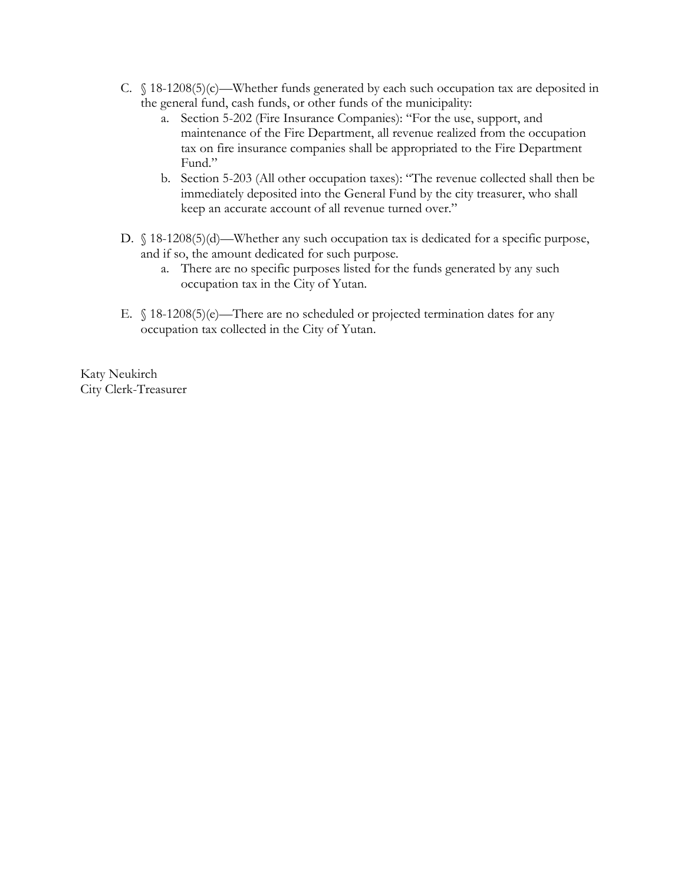C. § 18-1208(5)(c)—Whether funds generated by each such occupation tax are deposited in the general fund, cash funds, or other funds of the municipality:
   a. Section 5-202 (Fire Insurance Companies): "For the use, support, and maintenance of the Fire Department, all revenue realized from the occupation tax on fire insurance companies shall be appropriated to the Fire Department Fund."
   b. Section 5-203 (All other occupation taxes): "The revenue collected shall then be immediately deposited into the General Fund by the city treasurer, who shall keep an accurate account of all revenue turned over."

D. § 18-1208(5)(d)—Whether any such occupation tax is dedicated for a specific purpose, and if so, the amount dedicated for such purpose.
   a. There are no specific purposes listed for the funds generated by any such occupation tax in the City of Yutan.

E. § 18-1208(5)(e)—There are no scheduled or projected termination dates for any occupation tax collected in the City of Yutan.

Katy Neukirch
City Clerk-Treasurer